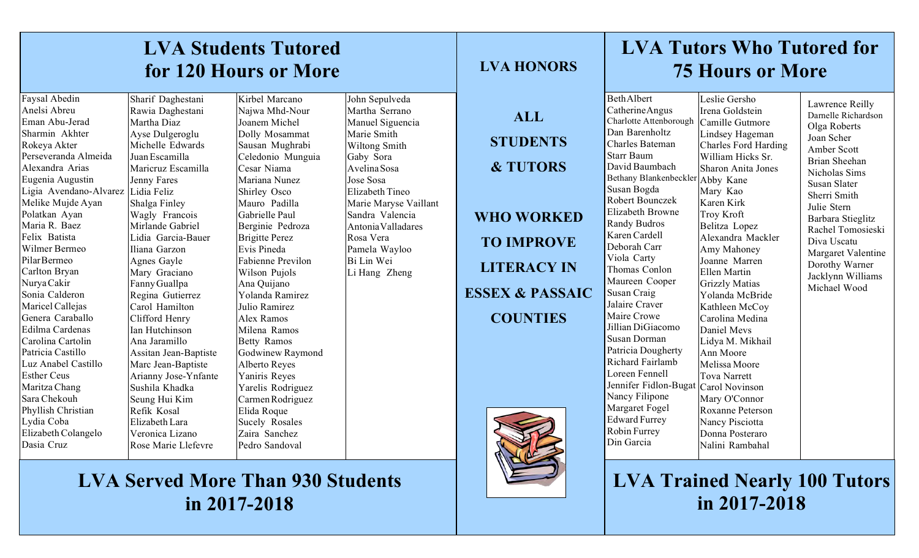# LVA Students Tutored for 120 Hours or More

Faysal Abedin
Anelsi Abreu
Eman Abu-Jerad
Sharmin Akhter
Rokeya Akter
Perseveranda Almeida
Alexandra Arias
Eugenia Augustin
Ligia Avendano-Alvarez
Melike Mujde Ayan
Polatkan Ayan
Maria R. Baez
Felix Batista
Wilmer Bermeo
Pilar Bermeo
Carlton Bryan
Nurya Cakir
Sonia Calderon
Maricel Callejas
Genera Caraballo
Edilma Cardenas
Carolina Cartolin
Patricia Castillo
Luz Anabel Castillo
Esther Ceus
Maritza Chang
Sara Chekouh
Phyllish Christian
Lydia Coba
Elizabeth Colangelo
Dasia Cruz
Sharif Daghestani
Rawia Daghestani
Martha Diaz
Ayse Dulgeroglu
Michelle Edwards
Juan Escamilla
Maricruz Escamilla
Jenny Fares
Lidia Feliz
Shalga Finley
Wagly Francois
Mirlande Gabriel
Lidia Garcia-Bauer
Iliana Garzon
Agnes Gayle
Mary Graciano
Fanny Guallpa
Regina Gutierrez
Carol Hamilton
Clifford Henry
Ian Hutchinson
Ana Jaramillo
Assitan Jean-Baptiste
Marc Jean-Baptiste
Arianny Jose-Ynfante
Sushila Khadka
Seung Hui Kim
Refik Kosal
Elizabeth Lara
Veronica Lizano
Rose Marie Llefevre
Kirbel Marcano
Najwa Mhd-Nour
Joanem Michel
Dolly Mosammat
Sausan Mughrabi
Celedonio Munguia
Cesar Niama
Mariana Nunez
Shirley Osco
Mauro Padilla
Gabrielle Paul
Berginie Pedroza
Brigitte Perez
Evis Pineda
Fabienne Previlon
Wilson Pujols
Ana Quijano
Yolanda Ramirez
Julio Ramirez
Alex Ramos
Milena Ramos
Betty Ramos
Godwinew Raymond
Alberto Reyes
Yaniris Reyes
Yarelis Rodriguez
Carmen Rodriguez
Elida Roque
Sucely Rosales
Zaira Sanchez
Pedro Sandoval
John Sepulveda
Martha Serrano
Manuel Siguencia
Marie Smith
Wiltong Smith
Gaby Sora
Avelina Sosa
Jose Sosa
Elizabeth Tineo
Marie Maryse Vaillant
Sandra Valencia
Antonia Valladares
Rosa Vera
Pamela Wayloo
Bi Lin Wei
Li Hang Zheng

## LVA Served More Than 930 Students in 2017-2018

# LVA HONORS

**ALL STUDENTS & TUTORS WHO WORKED TO IMPROVE LITERACY IN ESSEX & PASSAIC COUNTIES**

# LVA Tutors Who Tutored for 75 Hours or More

Beth Albert
Catherine Angus
Charlotte Attenborough
Dan Barenholtz
Charles Bateman
Starr Baum
David Baumbach
Bethany Blankenbeckler
Susan Bogda
Robert Bounczek
Elizabeth Browne
Randy Budros
Karen Cardell
Deborah Carr
Viola Carty
Thomas Conlon
Maureen Cooper
Susan Craig
Jalaire Craver
Maire Crowe
Jillian DiGiacomo
Susan Dorman
Patricia Dougherty
Richard Fairlamb
Loreen Fennell
Jennifer Fidlon-Bugat
Nancy Filipone
Margaret Fogel
Edward Furrey
Robin Furrey
Din Garcia
Leslie Gersho
Irena Goldstein
Camille Gutmore
Lindsey Hageman
Charles Ford Harding
William Hicks Sr.
Sharon Anita Jones
Abby Kane
Mary Kao
Karen Kirk
Troy Kroft
Belitza Lopez
Alexandra Mackler
Amy Mahoney
Joanne Marren
Ellen Martin
Grizzly Matias
Yolanda McBride
Kathleen McCoy
Carolina Medina
Daniel Mevs
Lidya M. Mikhail
Ann Moore
Melissa Moore
Tova Narrett
Carol Novinson
Mary O'Connor
Roxanne Peterson
Nancy Pisciotta
Donna Posteraro
Nalini Rambahal
Lawrence Reilly
Darnelle Richardson
Olga Roberts
Joan Scher
Amber Scott
Brian Sheehan
Nicholas Sims
Susan Slater
Sherri Smith
Julie Stern
Barbara Stieglitz
Rachel Tomosieski
Diva Uscatu
Margaret Valentine
Dorothy Warner
Jacklynn Williams
Michael Wood

## LVA Trained Nearly 100 Tutors in 2017-2018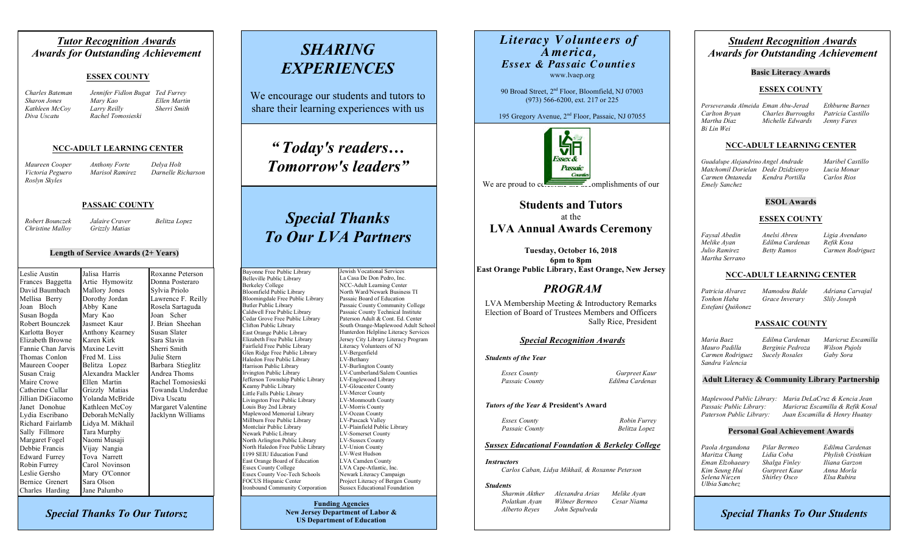## *Tutor Recognition Awards*
## *Awards for Outstanding Achievement*

### ESSEX COUNTY

*Charles Bateman* · *Jennifer Fidlon Bugat* · *Ted Furrey*
*Sharon Jones* · *Mary Kao* · *Ellen Martin*
*Kathleen McCoy* · *Larry Reilly* · *Sherri Smith*
*Diva Uscatu* · *Rachel Tomosieski*

### NCC-ADULT LEARNING CENTER

*Maureen Cooper* · *Anthony Forte* · *Delya Holt*
*Victoria Peguero* · *Marisol Ramirez* · *Darnelle Richarson*
*Roslyn Skyles*

### PASSAIC COUNTY

*Robert Bounczek* · *Jalaire Craver* · *Belitza Lopez*
*Christine Malloy* · *Grizzly Matias*

### Length of Service Awards (2+ Years)

| | | |
|---|---|---|
| Leslie Austin | Jalisa Harris | Roxanne Peterson |
| Frances Baggetta | Artie Hymowitz | Donna Posteraro |
| David Baumbach | Mallory Jones | Sylvia Priolo |
| Mellisa Berry | Dorothy Jordan | Lawrence F. Reilly |
| Joan Bloch | Abby Kane | Rosela Sartaguda |
| Susan Bogda | Mary Kao | Joan Scher |
| Robert Bounczek | Jasmeet Kaur | J. Brian Sheehan |
| Karlotta Boyer | Anthony Kearney | Susan Slater |
| Elizabeth Browne | Karen Kirk | Sara Slavin |
| Fannie Chan Jarvis | Maxine Levitt | Sherri Smith |
| Thomas Conlon | Fred M. Liss | Julie Stern |
| Maureen Cooper | Belitza Lopez | Barbara Stieglitz |
| Susan Craig | Alexandra Mackler | Andrea Thoms |
| Maire Crowe | Ellen Martin | Rachel Tomosieski |
| Catherine Cullar | Grizzly Matias | Towanda Underdue |
| Jillian DiGiacomo | Yolanda McBride | Diva Uscatu |
| Janet Donohue | Kathleen McCoy | Margaret Valentine |
| Lydia Escribano | Deborah McNally | Jacklynn Williams |
| Richard Fairlamb | Lidya M. Mikhail | |
| Sally Fillmore | Tara Murphy | |
| Margaret Fogel | Naomi Musaji | |
| Debbie Francis | Vijay Nangia | |
| Edward Furrey | Tova Narrett | |
| Robin Furrey | Carol Novinson | |
| Leslie Gersho | Mary O'Connor | |
| Bernice Grenert | Sara Olson | |
| Charles Harding | Jane Palumbo | |

*Special Thanks To Our Tutorsz*

# *SHARING EXPERIENCES*

We encourage our students and tutors to share their learning experiences with us

# *"Today's readers… Tomorrow's leaders"*

# *Special Thanks To Our LVA Partners*

| | |
|---|---|
| Bayonne Free Public Library | Jewish Vocational Services |
| Belleville Public Library | La Casa De Don Pedro, Inc. |
| Berkeley College | NCC-Adult Learning Center |
| Bloomfield Public Library | North Ward/Newark Business TI |
| Bloomingdale Free Public Library | Passaic Board of Education |
| Butler Public Library | Passaic County Community College |
| Caldwell Free Public Library | Passaic County Technical Institute |
| Cedar Grove Free Public Library | Paterson Adult & Cont. Ed. Center |
| Clifton Public Library | South Orange-Maplewood Adult School |
| East Orange Public Library | Hunterdon Helpline Literacy Services |
| Elizabeth Free Public Library | Jersey City Library Literacy Program |
| Fairfield Free Public Library | Literacy Volunteers of NJ |
| Glen Ridge Free Public Library | LV-Bergenfield |
| Haledon Free Public Library | LV-Bethany |
| Harrison Public Library | LV-Burlington County |
| Irvington Public Library | LV-Cumberland/Salem Counties |
| Jefferson Township Public Library | LV-Englewood Library |
| Kearny Public Library | LV-Gloucester County |
| Little Falls Public Library | LV-Mercer County |
| Livingston Free Public Library | LV-Monmouth County |
| Louis Bay 2nd Library | LV-Morris County |
| Maplewood Memorial Library | LV-Ocean County |
| Millburn Free Public Library | LV-Pascack Valley |
| Montclair Public Library | LV-Plainfield Public Library |
| Newark Public Library | LV-Somerset County |
| North Arlington Public Library | LV-Sussex County |
| North Haledon Free Public Library | LV-Union County |
| 1199 SEIU Education Fund | LV-West Hudson |
| East Orange Board of Education | LVA Camden County |
| Essex County College | LVA Cape-Atlantic, Inc. |
| Essex County Voc-Tech Schools | Newark Literacy Campaign |
| FOCUS Hispanic Center | Project Literacy of Bergen County |
| Ironbound Community Corporation | Sussex Educational Foundation |

**Funding Agencies**
**New Jersey Department of Labor &**
**US Department of Education**

# *Literacy Volunteers of America, Essex & Passaic Counties*

www.lvaep.org

90 Broad Street, 2nd Floor, Bloomfield, NJ 07003
(973) 566-6200, ext. 217 or 225

195 Gregory Avenue, 2nd Floor, Passaic, NJ 07055

We are proud to celebrate the accomplishments of our

## Students and Tutors
at the
## LVA Annual Awards Ceremony

**Tuesday, October 16, 2018**
**6pm to 8pm**
**East Orange Public Library, East Orange, New Jersey**

## *PROGRAM*

LVA Membership Meeting & Introductory Remarks
Election of Board of Trustees Members and Officers
Sally Rice, President

### *Special Recognition Awards*

***Students of the Year***

*Essex County* — *Gurpreet Kaur*
*Passaic County* — *Edilma Cardenas*

***Tutors of the Year & President's Award***

*Essex County* — *Robin Furrey*
*Passaic County* — *Belitza Lopez*

### *Sussex Educational Foundation & Berkeley College*

***Instructors***

*Carlos Caban, Lidya Mikhail, & Roxanne Peterson*

***Students***

*Sharmin Akther* · *Alexandra Arias* · *Melike Ayan*
*Polatkan Ayan* · *Wilmer Bermeo* · *Cesar Niama*
*Alberto Reyes* · *John Sepulveda*

## *Student Recognition Awards*
## *Awards for Outstanding Achievement*

### Basic Literacy Awards

#### ESSEX COUNTY

*Perseveranda Almeida* · *Eman Abu-Jerad* · *Ethburne Barnes*
*Carlton Bryan* · *Charles Burroughs* · *Patricia Castillo*
*Martha Diaz* · *Michelle Edwards* · *Jenny Fares*
*Bi Lin Wei*

#### NCC-ADULT LEARNING CENTER

*Guadalupe Alejandrino* · *Angel Andrade* · *Maribel Castillo*
*Matchomil Dorielan* · *Dede Dzidzienyo* · *Lucia Monar*
*Carmen Ontaneda* · *Kendra Portilla* · *Carlos Rios*
*Emely Sanchez*

### ESOL Awards

#### ESSEX COUNTY

*Faysal Abedin* · *Anelsi Abreu* · *Ligia Avendano*
*Melike Ayan* · *Edilma Cardenas* · *Refik Kosa*
*Julio Ramirez* · *Betty Ramos* · *Carmen Rodriguez*
*Martha Serrano*

#### NCC-ADULT LEARNING CENTER

*Patricia Alvarez* · *Mamodou Balde* · *Adriana Carvajal*
*Tonhon Haba* · *Grace Inverary* · *Slily Joseph*
*Estefani Quiñonez*

#### PASSAIC COUNTY

*Maria Baez* · *Edilma Cardenas* · *Maricruz Escamilla*
*Mauro Padilla* · *Berginie Pedroza* · *Wilson Pujols*
*Carmen Rodriguez* · *Sucely Rosales* · *Gaby Sora*
*Sandra Valencia*

### Adult Literacy & Community Library Partnership

*Maplewood Public Library:* *Maria DeLaCruz & Kencia Jean*
*Passaic Public Library:* *Maricruz Escamilla & Refik Kosal*
*Paterson Public Library:* *Juan Escamilla & Henry Huatay*

### Personal Goal Achievement Awards

*Paola Argandona* · *Pilar Bermeo* · *Edilma Cardenas*
*Maritza Chang* · *Lidia Coba* · *Phylish Cristhian*
*Eman Elzohaeary* · *Shalga Finley* · *Iliana Garzon*
*Kim Seung Hui* · *Gurpreet Kaur* · *Anna Morla*
*Selena Niezen* · *Shirley Osco* · *Elsa Rubira*
*Ulbia Sanchez*

*Special Thanks To Our Students*